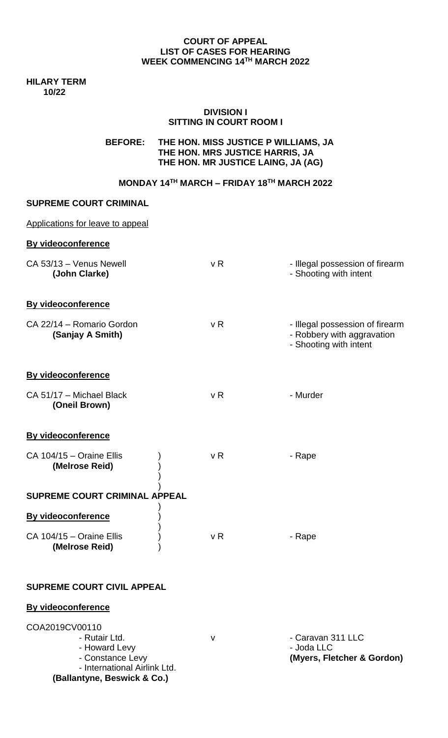# COURT OF APPEAL
## LIST OF CASES FOR HEARING
## WEEK COMMENCING 14TH MARCH 2022

**HILARY TERM**
**10/22**

### DIVISION I
### SITTING IN COURT ROOM I

**BEFORE: THE HON. MISS JUSTICE P WILLIAMS, JA**
**THE HON. MRS JUSTICE HARRIS, JA**
**THE HON. MR JUSTICE LAING, JA (AG)**

**MONDAY 14TH MARCH – FRIDAY 18TH MARCH 2022**

**SUPREME COURT CRIMINAL**

Applications for leave to appeal

**By videoconference**

| | | |
|---|---|---|
| CA 53/13 – Venus Newell **(John Clarke)** | v R | - Illegal possession of firearm<br>- Shooting with intent |

**By videoconference**

| | | |
|---|---|---|
| CA 22/14 – Romario Gordon **(Sanjay A Smith)** | v R | - Illegal possession of firearm<br>- Robbery with aggravation<br>- Shooting with intent |

**By videoconference**

| | | |
|---|---|---|
| CA 51/17 – Michael Black **(Oneil Brown)** | v R | - Murder |

**By videoconference**

| | | |
|---|---|---|
| CA 104/15 – Oraine Ellis **(Melrose Reid)** ) | v R | - Rape |

**SUPREME COURT CRIMINAL APPEAL** )

**By videoconference** )

| | | |
|---|---|---|
| CA 104/15 – Oraine Ellis **(Melrose Reid)** ) | v R | - Rape |

**SUPREME COURT CIVIL APPEAL**

**By videoconference**

COA2019CV00110

| | | |
|---|---|---|
| - Rutair Ltd.<br>- Howard Levy<br>- Constance Levy<br>- International Airlink Ltd.<br>**(Ballantyne, Beswick & Co.)** | v | - Caravan 311 LLC<br>- Joda LLC<br>**(Myers, Fletcher & Gordon)** |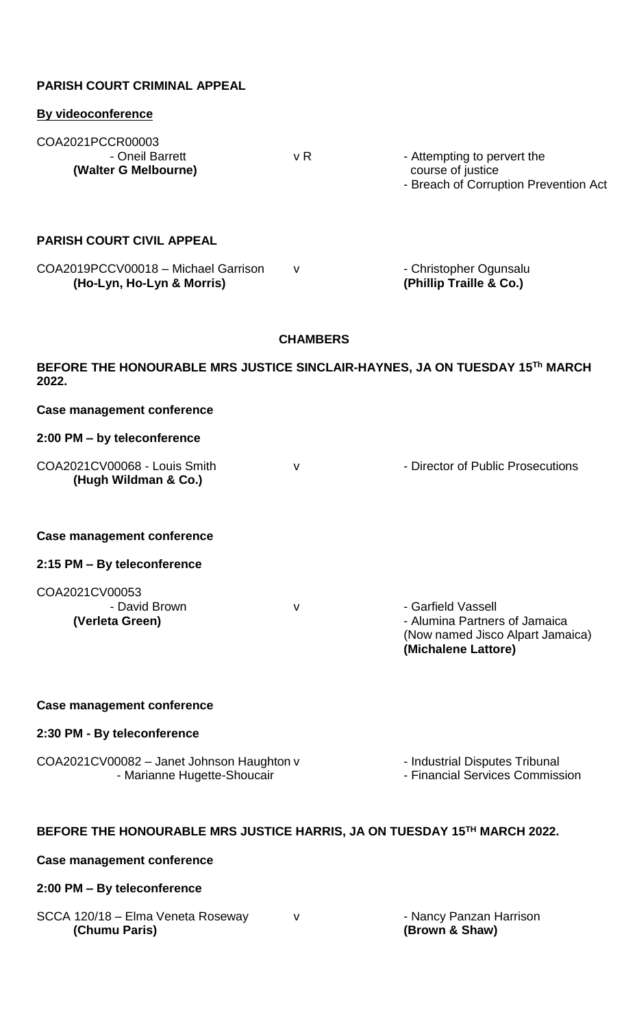**PARISH COURT CRIMINAL APPEAL**

**By videoconference**

COA2021PCCR00003
- Oneil Barrett v R - Attempting to pervert the course of justice
**(Walter G Melbourne)** - Breach of Corruption Prevention Act

**PARISH COURT CIVIL APPEAL**

COA2019PCCV00018 – Michael Garrison v - Christopher Ogunsalu
**(Ho-Lyn, Ho-Lyn & Morris)** **(Phillip Traille & Co.)**

**CHAMBERS**

**BEFORE THE HONOURABLE MRS JUSTICE SINCLAIR-HAYNES, JA ON TUESDAY 15Th MARCH 2022.**

**Case management conference**

**2:00 PM – by teleconference**

COA2021CV00068 - Louis Smith v - Director of Public Prosecutions
**(Hugh Wildman & Co.)**

**Case management conference**

**2:15 PM – By teleconference**

COA2021CV00053
- David Brown v - Garfield Vassell
**(Verleta Green)** - Alumina Partners of Jamaica (Now named Jisco Alpart Jamaica)
**(Michalene Lattore)**

**Case management conference**

**2:30 PM - By teleconference**

COA2021CV00082 – Janet Johnson Haughton v - Industrial Disputes Tribunal
- Marianne Hugette-Shoucair - Financial Services Commission

**BEFORE THE HONOURABLE MRS JUSTICE HARRIS, JA ON TUESDAY 15TH MARCH 2022.**

**Case management conference**

**2:00 PM – By teleconference**

SCCA 120/18 – Elma Veneta Roseway v - Nancy Panzan Harrison
**(Chumu Paris)** **(Brown & Shaw)**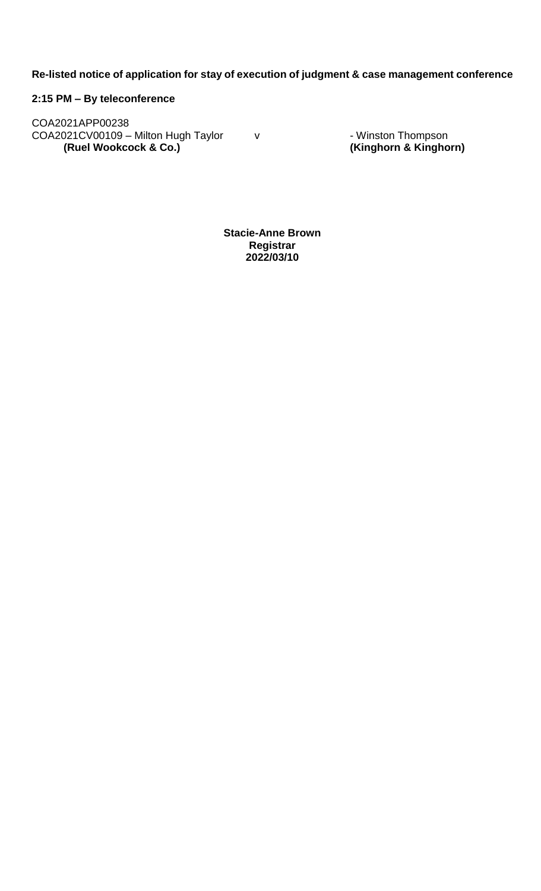**Re-listed notice of application for stay of execution of judgment & case management conference**

**2:15 PM – By teleconference**

COA2021APP00238
COA2021CV00109 – Milton Hugh Taylor v - Winston Thompson
**(Ruel Wookcock & Co.)** **(Kinghorn & Kinghorn)**

**Stacie-Anne Brown**
**Registrar**
**2022/03/10**